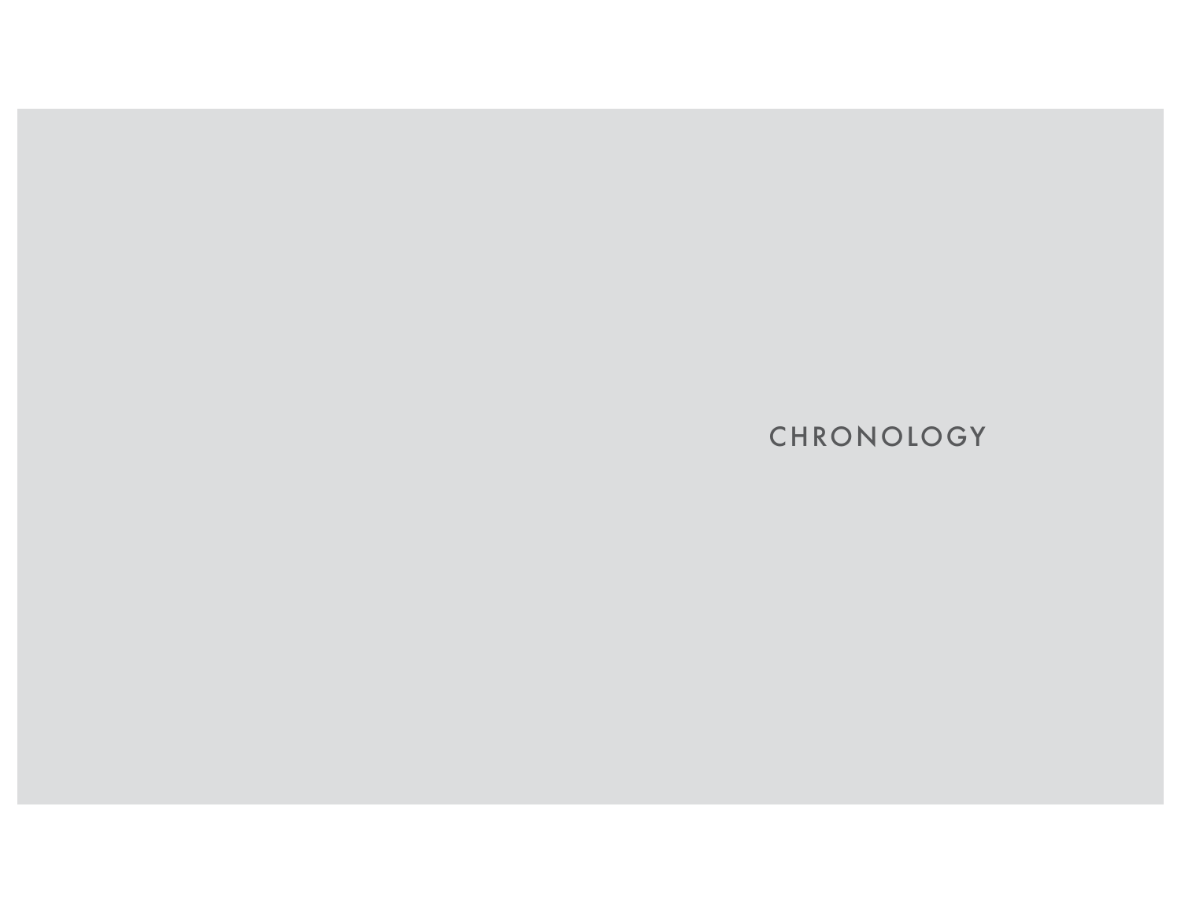# CHRONOLOGY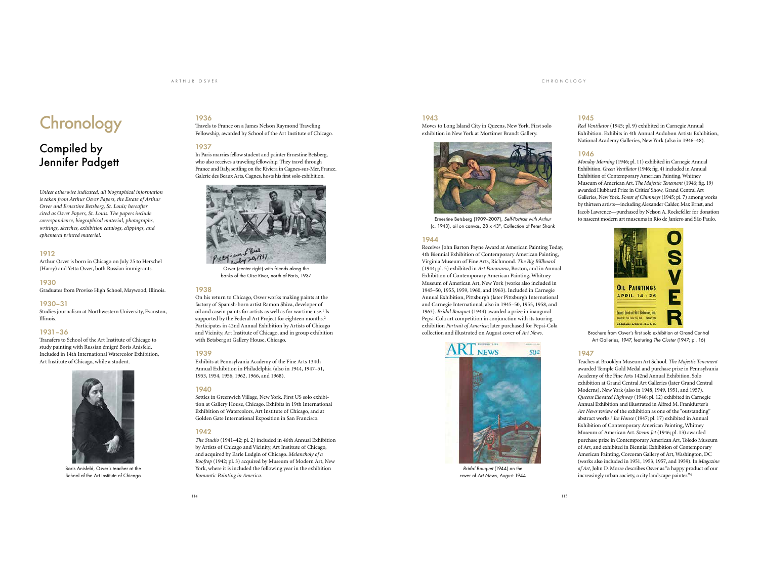# Chronology

## Compiled by Jennifer Padgett

*Unless otherwise indicated, all biographical information is taken from Arthur Osver Papers, the Estate of Arthur Osver and Ernestine Betsberg, St. Louis; hereafter cited as Osver Papers, St. Louis. The papers include correspondence, biographical material, photographs, writings, sketches, exhibition catalogs, clippings, and ephemeral printed material.*

### 1912

Arthur Osver is born in Chicago on July 25 to Herschel (Harry) and Yetta Osver, both Russian immigrants.

### 1930

Graduates from Proviso High School, Maywood, Illinois.

### 1930–31

Studies journalism at Northwestern University, Evanston, Illinois.

### 1931–36

Transfers to School of the Art Institute of Chicago to study painting with Russian émigré Boris Anisfeld. Included in 14th International Watercolor Exhibition, Art Institute of Chicago, while a student.

Boris Anisfeld, Osver's teacher at the School of the Art Institute of Chicago

### 1936

Travels to France on a James Nelson Raymond Traveling Fellowship, awarded by School of the Art Institute of Chicago.

### 1937

In Paris marries fellow student and painter Ernestine Betsberg, who also receives a traveling fellowship. They travel through France and Italy, settling on the Riviera in Cagnes-sur-Mer, France. Galerie des Beaux Arts, Cagnes, hosts his first solo exhibition.

Osver (center right) with friends along the banks of the Oise River, north of Paris, 1937

### 1938

On his return to Chicago, Osver works making paints at the factory of Spanish-born artist Ramon Shiva, developer of oil and casein paints for artists as well as for wartime use.[1] Is supported by the Federal Art Project for eighteen months.[2] Participates in 42nd Annual Exhibition by Artists of Chicago and Vicinity, Art Institute of Chicago, and in group exhibition with Betsberg at Gallery House, Chicago.

### 1939

Exhibits at Pennsylvania Academy of the Fine Arts 134th Annual Exhibition in Philadelphia (also in 1944, 1947–51, 1953, 1954, 1956, 1962, 1966, and 1968).

### 1940

Settles in Greenwich Village, New York. First US solo exhibition at Gallery House, Chicago. Exhibits in 19th International Exhibition of Watercolors, Art Institute of Chicago, and at Golden Gate International Exposition in San Francisco.

### 1942

*The Studio* (1941–42; pl. 2) included in 46th Annual Exhibition by Artists of Chicago and Vicinity, Art Institute of Chicago, and acquired by Earle Ludgin of Chicago. *Melancholy of a Rooftop* (1942; pl. 3) acquired by Museum of Modern Art, New York, where it is included the following year in the exhibition *Romantic Painting in America*.

### 1943

Moves to Long Island City in Queens, New York. First solo exhibition in New York at Mortimer Brandt Gallery.

Ernestine Betsberg (1909–2007), *Self-Portrait with Arthur* (c. 1943), oil on canvas, 28 x 43", Collection of Peter Shank

### 1944

Receives John Barton Payne Award at American Painting Today, 4th Biennial Exhibition of Contemporary American Painting, Virginia Museum of Fine Arts, Richmond. *The Big Billboard* (1944; pl. 5) exhibited in *Art Panorama*, Boston, and in Annual Exhibition of Contemporary American Painting, Whitney Museum of American Art, New York (works also included in 1945–50, 1955, 1959, 1960, and 1963). Included in Carnegie Annual Exhibition, Pittsburgh (later Pittsburgh International and Carnegie International; also in 1945–50, 1955, 1958, and 1963). *Bridal Bouquet* (1944) awarded a prize in inaugural Pepsi-Cola art competition in conjunction with its touring exhibition *Portrait of America*; later purchased for Pepsi-Cola collection and illustrated on August cover of *Art News*.

*Bridal Bouquet* (1944) on the cover of *Art News*, August 1944

### 1945

*Red Ventilator* (1945; pl. 9) exhibited in Carnegie Annual Exhibition. Exhibits in 4th Annual Audubon Artists Exhibition, National Academy Galleries, New York (also in 1946–48).

### 1946

*Monday Morning* (1946; pl. 11) exhibited in Carnegie Annual Exhibition. *Green Ventilator* (1946; fig. 4) included in Annual Exhibition of Contemporary American Painting, Whitney Museum of American Art. *The Majestic Tenement* (1946; fig. 19) awarded Hubbard Prize in Critics' Show, Grand Central Art Galleries, New York. *Forest of Chimneys* (1945; pl. 7) among works by thirteen artists—including Alexander Calder, Max Ernst, and Jacob Lawrence—purchased by Nelson A. Rockefeller for donation to nascent modern art museums in Rio de Janiero and São Paulo.

Brochure from Osver's first solo exhibition at Grand Central Art Galleries, 1947, featuring *The Cluster* (1947; pl. 16)

### 1947

Teaches at Brooklyn Museum Art School. *The Majestic Tenement* awarded Temple Gold Medal and purchase prize in Pennsylvania Academy of the Fine Arts 142nd Annual Exhibition. Solo exhibition at Grand Central Art Galleries (later Grand Central Moderns), New York (also in 1948, 1949, 1951, and 1957). *Queens Elevated Highway* (1946; pl. 12) exhibited in Carnegie Annual Exhibition and illustrated in Alfred M. Frankfurter's *Art News* review of the exhibition as one of the "outstanding" abstract works.[3] *Ice House* (1947; pl. 17) exhibited in Annual Exhibition of Contemporary American Painting, Whitney Museum of American Art. *Steam Jet* (1946; pl. 13) awarded purchase prize in Contemporary American Art, Toledo Museum of Art, and exhibited in Biennial Exhibition of Contemporary American Painting, Corcoran Gallery of Art, Washington, DC (works also included in 1951, 1953, 1957, and 1959). In *Magazine of Art*, John D. Morse describes Osver as "a happy product of our increasingly urban society, a city landscape painter."[4]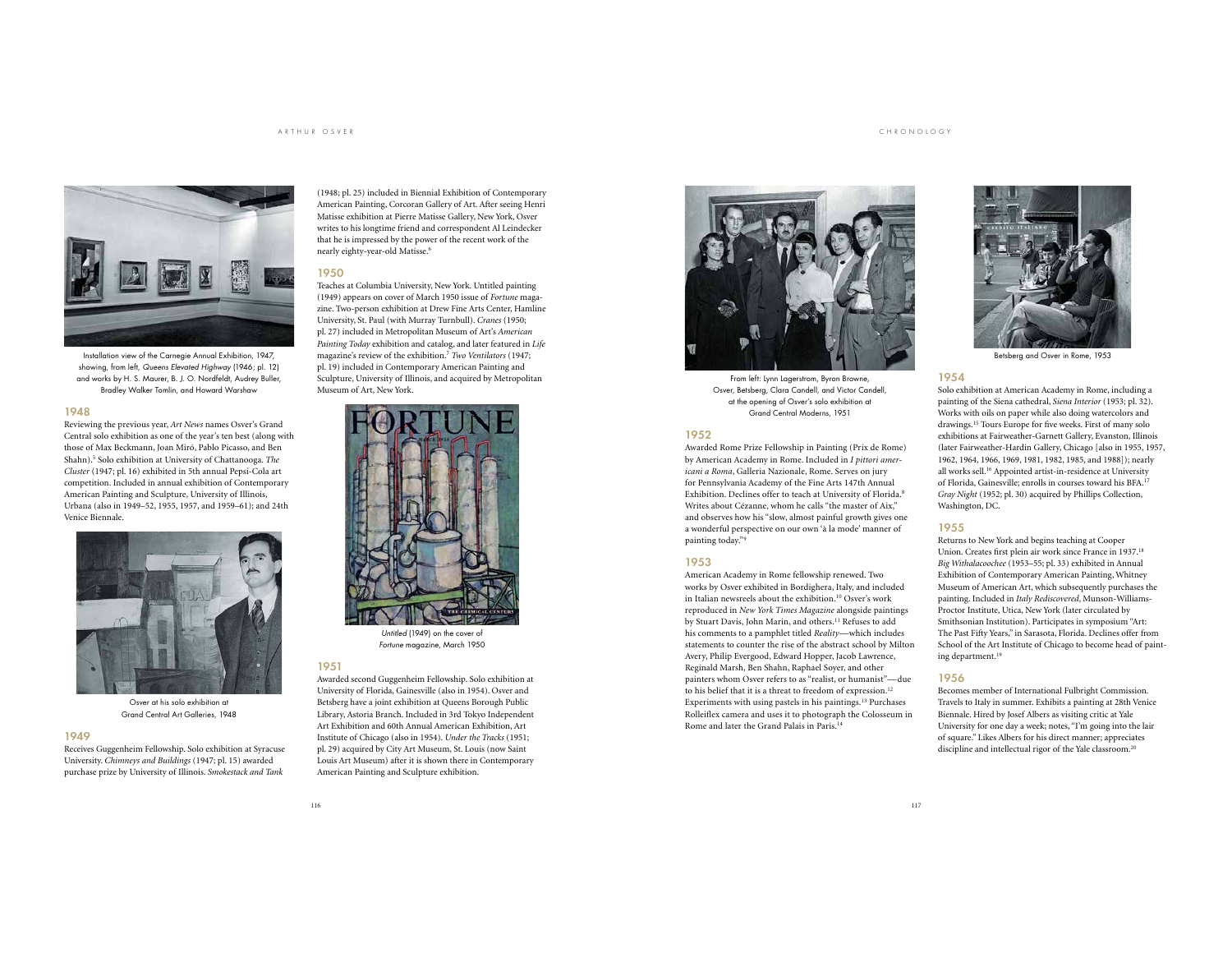Installation view of the Carnegie Annual Exhibition, 1947, showing, from left, *Queens Elevated Highway* (1946; pl. 12) and works by H. S. Maurer, B. J. O. Nordfeldt, Audrey Buller, Bradley Walker Tomlin, and Howard Warshaw

## 1948

Reviewing the previous year, *Art News* names Osver's Grand Central solo exhibition as one of the year's ten best (along with those of Max Beckmann, Joan Miró, Pablo Picasso, and Ben Shahn).[5] Solo exhibition at University of Chattanooga. *The Cluster* (1947; pl. 16) exhibited in 5th annual Pepsi-Cola art competition. Included in annual exhibition of Contemporary American Painting and Sculpture, University of Illinois, Urbana (also in 1949–52, 1955, 1957, and 1959–61); and 24th Venice Biennale.

Osver at his solo exhibition at Grand Central Art Galleries, 1948

## 1949

Receives Guggenheim Fellowship. Solo exhibition at Syracuse University. *Chimneys and Buildings* (1947; pl. 15) awarded purchase prize by University of Illinois. *Smokestack and Tank* (1948; pl. 25) included in Biennial Exhibition of Contemporary American Painting, Corcoran Gallery of Art. After seeing Henri Matisse exhibition at Pierre Matisse Gallery, New York, Osver writes to his longtime friend and correspondent Al Leindecker that he is impressed by the power of the recent work of the nearly eighty-year-old Matisse.[6]

## 1950

Teaches at Columbia University, New York. Untitled painting (1949) appears on cover of March 1950 issue of *Fortune* magazine. Two-person exhibition at Drew Fine Arts Center, Hamline University, St. Paul (with Murray Turnbull). *Cranes* (1950; pl. 27) included in Metropolitan Museum of Art's *American Painting Today* exhibition and catalog, and later featured in *Life* magazine's review of the exhibition.[7] *Two Ventilators* (1947; pl. 19) included in Contemporary American Painting and Sculpture, University of Illinois, and acquired by Metropolitan Museum of Art, New York.

*Untitled* (1949) on the cover of *Fortune* magazine, March 1950

## 1951

Awarded second Guggenheim Fellowship. Solo exhibition at University of Florida, Gainesville (also in 1954). Osver and Betsberg have a joint exhibition at Queens Borough Public Library, Astoria Branch. Included in 3rd Tokyo Independent Art Exhibition and 60th Annual American Exhibition, Art Institute of Chicago (also in 1954). *Under the Tracks* (1951; pl. 29) acquired by City Art Museum, St. Louis (now Saint Louis Art Museum) after it is shown there in Contemporary American Painting and Sculpture exhibition.

From left: Lynn Lagerstrom, Byron Browne, Osver, Betsberg, Clara Candell, and Victor Candell, at the opening of Osver's solo exhibition at Grand Central Moderns, 1951

## 1952

Awarded Rome Prize Fellowship in Painting (Prix de Rome) by American Academy in Rome. Included in *I pittori americani a Roma*, Galleria Nazionale, Rome. Serves on jury for Pennsylvania Academy of the Fine Arts 147th Annual Exhibition. Declines offer to teach at University of Florida.[8] Writes about Cézanne, whom he calls "the master of Aix," and observes how his "slow, almost painful growth gives one a wonderful perspective on our own 'à la mode' manner of painting today."[9]

## 1953

American Academy in Rome fellowship renewed. Two works by Osver exhibited in Bordighera, Italy, and included in Italian newsreels about the exhibition.[10] Osver's work reproduced in *New York Times Magazine* alongside paintings by Stuart Davis, John Marin, and others.[11] Refuses to add his comments to a pamphlet titled *Reality*—which includes statements to counter the rise of the abstract school by Milton Avery, Philip Evergood, Edward Hopper, Jacob Lawrence, Reginald Marsh, Ben Shahn, Raphael Soyer, and other painters whom Osver refers to as "realist, or humanist"—due to his belief that it is a threat to freedom of expression.[12] Experiments with using pastels in his paintings.[13] Purchases Rolleiflex camera and uses it to photograph the Colosseum in Rome and later the Grand Palais in Paris.[14]

Betsberg and Osver in Rome, 1953

## 1954

Solo exhibition at American Academy in Rome, including a painting of the Siena cathedral, *Siena Interior* (1953; pl. 32). Works with oils on paper while also doing watercolors and drawings.[15] Tours Europe for five weeks. First of many solo exhibitions at Fairweather-Garnett Gallery, Evanston, Illinois (later Fairweather-Hardin Gallery, Chicago [also in 1955, 1957, 1962, 1964, 1966, 1969, 1981, 1982, 1985, and 1988]); nearly all works sell.[16] Appointed artist-in-residence at University of Florida, Gainesville; enrolls in courses toward his BFA.[17] *Gray Night* (1952; pl. 30) acquired by Phillips Collection, Washington, DC.

## 1955

Returns to New York and begins teaching at Cooper Union. Creates first plein air work since France in 1937.[18] *Big Withalacoochee* (1953–55; pl. 33) exhibited in Annual Exhibition of Contemporary American Painting, Whitney Museum of American Art, which subsequently purchases the painting. Included in *Italy Rediscovered*, Munson-Williams-Proctor Institute, Utica, New York (later circulated by Smithsonian Institution). Participates in symposium "Art: The Past Fifty Years," in Sarasota, Florida. Declines offer from School of the Art Institute of Chicago to become head of painting department.[19]

## 1956

Becomes member of International Fulbright Commission. Travels to Italy in summer. Exhibits a painting at 28th Venice Biennale. Hired by Josef Albers as visiting critic at Yale University for one day a week; notes, "I'm going into the lair of square." Likes Albers for his direct manner; appreciates discipline and intellectual rigor of the Yale classroom.[20]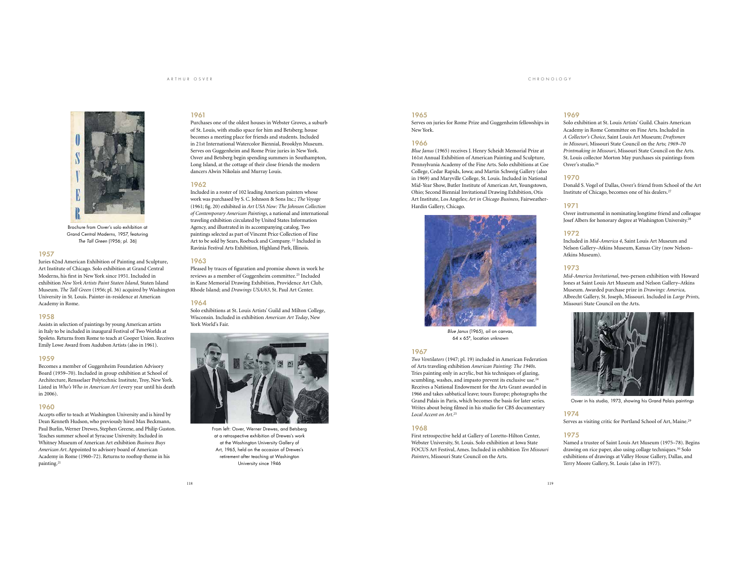Brochure from Osver's solo exhibition at Grand Central Moderns, 1957, featuring *The Tall Green* (1956; pl. 36)

### 1957

Juries 62nd American Exhibition of Painting and Sculpture, Art Institute of Chicago. Solo exhibition at Grand Central Moderns, his first in New York since 1951. Included in exhibition *New York Artists Paint Staten Island*, Staten Island Museum. *The Tall Green* (1956; pl. 36) acquired by Washington University in St. Louis. Painter-in-residence at American Academy in Rome.

### 1958

Assists in selection of paintings by young American artists in Italy to be included in inaugural Festival of Two Worlds at Spoleto. Returns from Rome to teach at Cooper Union. Receives Emily Lowe Award from Audubon Artists (also in 1961).

### 1959

Becomes a member of Guggenheim Foundation Advisory Board (1959–70). Included in group exhibition at School of Architecture, Rensselaer Polytechnic Institute, Troy, New York. Listed in *Who's Who in American Art* (every year until his death in 2006).

### 1960

Accepts offer to teach at Washington University and is hired by Dean Kenneth Hudson, who previously hired Max Beckmann, Paul Burlin, Werner Drewes, Stephen Greene, and Philip Guston. Teaches summer school at Syracuse University. Included in Whitney Museum of American Art exhibition *Business Buys American Art*. Appointed to advisory board of American Academy in Rome (1960–72). Returns to rooftop theme in his painting.[21]

### 1961

Purchases one of the oldest houses in Webster Groves, a suburb of St. Louis, with studio space for him and Betsberg; house becomes a meeting place for friends and students. Included in 21st International Watercolor Biennial, Brooklyn Museum. Serves on Guggenheim and Rome Prize juries in New York. Osver and Betsberg begin spending summers in Southampton, Long Island, at the cottage of their close friends the modern dancers Alwin Nikolais and Murray Louis.

### 1962

Included in a roster of 102 leading American painters whose work was purchased by S. C. Johnson & Sons Inc.; *The Voyage* (1961; fig. 20) exhibited in *Art USA Now: The Johnson Collection of Contemporary American Paintings*, a national and international traveling exhibition circulated by United States Information Agency, and illustrated in its accompanying catalog. Two paintings selected as part of Vincent Price Collection of Fine Art to be sold by Sears, Roebuck and Company.[22] Included in Ravinia Festival Arts Exhibition, Highland Park, Illinois.

### 1963

Pleased by traces of figuration and promise shown in work he reviews as a member of Guggenheim committee.[23] Included in Kane Memorial Drawing Exhibition, Providence Art Club, Rhode Island; and *Drawings USA/63*, St. Paul Art Center.

### 1964

Solo exhibitions at St. Louis Artists' Guild and Milton College, Wisconsin. Included in exhibition *American Art Today*, New York World's Fair.

From left: Osver, Werner Drewes, and Betsberg at a retrospective exhibition of Drewes's work at the Washington University Gallery of Art, 1965, held on the occasion of Drewes's retirement after teaching at Washington University since 1946

### 1965

Serves on juries for Rome Prize and Guggenheim fellowships in New York.

### 1966

*Blue Janus* (1965) receives J. Henry Scheidt Memorial Prize at 161st Annual Exhibition of American Painting and Sculpture, Pennsylvania Academy of the Fine Arts. Solo exhibitions at Coe College, Cedar Rapids, Iowa; and Martin Schweig Gallery (also in 1969) and Maryville College, St. Louis. Included in National Mid-Year Show, Butler Institute of American Art, Youngstown, Ohio; Second Biennial Invitational Drawing Exhibition, Otis Art Institute, Los Angeles; *Art in Chicago Business*, Fairweather-Hardin Gallery, Chicago.

*Blue Janus* (1965), oil on canvas, 64 x 65", location unknown

### 1967

*Two Ventilators* (1947; pl. 19) included in American Federation of Arts traveling exhibition *American Painting: The 1940s*. Tries painting only in acrylic, but his techniques of glazing, scumbling, washes, and impasto prevent its exclusive use.[24] Receives a National Endowment for the Arts Grant awarded in 1966 and takes sabbatical leave; tours Europe; photographs the Grand Palais in Paris, which becomes the basis for later series. Writes about being filmed in his studio for CBS documentary *Local Accent on Art*.[25]

### 1968

First retrospective held at Gallery of Loretto-Hilton Center, Webster University, St. Louis. Solo exhibition at Iowa State FOCUS Art Festival, Ames. Included in exhibition *Ten Missouri Painters*, Missouri State Council on the Arts.

### 1969

Solo exhibition at St. Louis Artists' Guild. Chairs American Academy in Rome Committee on Fine Arts. Included in *A Collector's Choice*, Saint Louis Art Museum; *Draftsmen in Missouri*, Missouri State Council on the Arts; *1969–70 Printmaking in Missouri*, Missouri State Council on the Arts. St. Louis collector Morton May purchases six paintings from Osver's studio.[26]

### 1970

Donald S. Vogel of Dallas, Osver's friend from School of the Art Institute of Chicago, becomes one of his dealers.[27]

### 1971

Osver instrumental in nominating longtime friend and colleague Josef Albers for honorary degree at Washington University.[28]

### 1972

Included in *Mid-America 4*, Saint Louis Art Museum and Nelson Gallery–Atkins Museum, Kansas City (now Nelson–Atkins Museum).

### 1973

*Mid-America Invitational*, two-person exhibition with Howard Jones at Saint Louis Art Museum and Nelson Gallery–Atkins Museum. Awarded purchase prize in *Drawings: America*, Albrecht Gallery, St. Joseph, Missouri. Included in *Large Prints*, Missouri State Council on the Arts.

Osver in his studio, 1973, showing his Grand Palais paintings

### 1974

Serves as visiting critic for Portland School of Art, Maine.[29]

### 1975

Named a trustee of Saint Louis Art Museum (1975–78). Begins drawing on rice paper, also using collage techniques.[30] Solo exhibitions of drawings at Valley House Gallery, Dallas, and Terry Moore Gallery, St. Louis (also in 1977).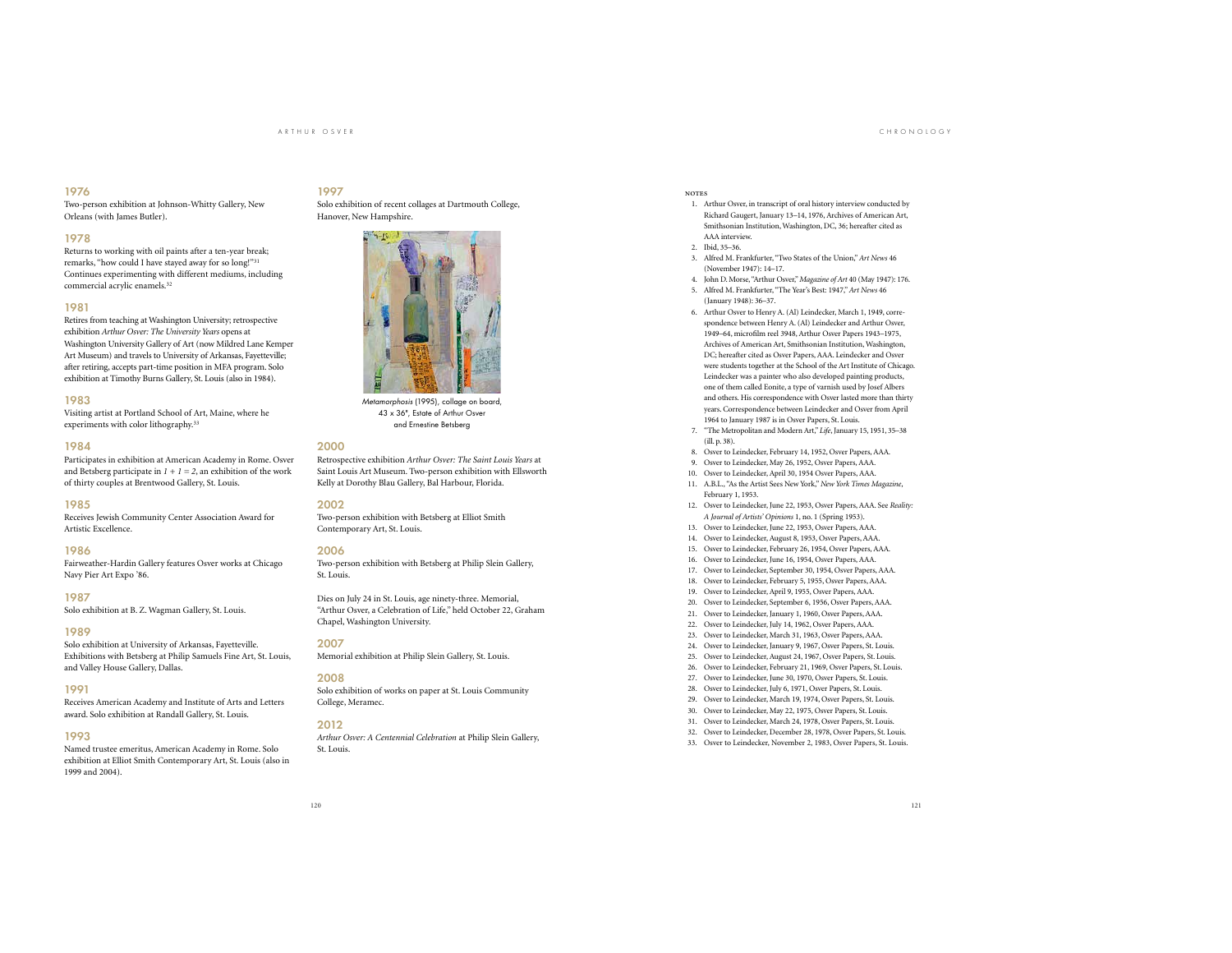## 1976

Two-person exhibition at Johnson-Whitty Gallery, New Orleans (with James Butler).

## 1978

Returns to working with oil paints after a ten-year break; remarks, "how could I have stayed away for so long!"[31] Continues experimenting with different mediums, including commercial acrylic enamels.[32]

## 1981

Retires from teaching at Washington University; retrospective exhibition *Arthur Osver: The University Years* opens at Washington University Gallery of Art (now Mildred Lane Kemper Art Museum) and travels to University of Arkansas, Fayetteville; after retiring, accepts part-time position in MFA program. Solo exhibition at Timothy Burns Gallery, St. Louis (also in 1984).

## 1983

Visiting artist at Portland School of Art, Maine, where he experiments with color lithography.[33]

## 1984

Participates in exhibition at American Academy in Rome. Osver and Betsberg participate in *1 + 1 = 2*, an exhibition of the work of thirty couples at Brentwood Gallery, St. Louis.

## 1985

Receives Jewish Community Center Association Award for Artistic Excellence.

## 1986

Fairweather-Hardin Gallery features Osver works at Chicago Navy Pier Art Expo '86.

## 1987

Solo exhibition at B. Z. Wagman Gallery, St. Louis.

## 1989

Solo exhibition at University of Arkansas, Fayetteville. Exhibitions with Betsberg at Philip Samuels Fine Art, St. Louis, and Valley House Gallery, Dallas.

## 1991

Receives American Academy and Institute of Arts and Letters award. Solo exhibition at Randall Gallery, St. Louis.

## 1993

Named trustee emeritus, American Academy in Rome. Solo exhibition at Elliot Smith Contemporary Art, St. Louis (also in 1999 and 2004).

## 1997

Solo exhibition of recent collages at Dartmouth College, Hanover, New Hampshire.

*Metamorphosis* (1995), collage on board, 43 x 36", Estate of Arthur Osver and Ernestine Betsberg

## 2000

Retrospective exhibition *Arthur Osver: The Saint Louis Years* at Saint Louis Art Museum. Two-person exhibition with Ellsworth Kelly at Dorothy Blau Gallery, Bal Harbour, Florida.

## 2002

Two-person exhibition with Betsberg at Elliot Smith Contemporary Art, St. Louis.

## 2006

Two-person exhibition with Betsberg at Philip Slein Gallery, St. Louis.

Dies on July 24 in St. Louis, age ninety-three. Memorial, "Arthur Osver, a Celebration of Life," held October 22, Graham Chapel, Washington University.

## 2007

Memorial exhibition at Philip Slein Gallery, St. Louis.

## 2008

Solo exhibition of works on paper at St. Louis Community College, Meramec.

## 2012

*Arthur Osver: A Centennial Celebration* at Philip Slein Gallery, St. Louis.

### NOTES

1. Arthur Osver, in transcript of oral history interview conducted by Richard Gaugert, January 13–14, 1976, Archives of American Art, Smithsonian Institution, Washington, DC, 36; hereafter cited as AAA interview.
2. Ibid, 35–36.
3. Alfred M. Frankfurter, "Two States of the Union," *Art News* 46 (November 1947): 14–17.
4. John D. Morse, "Arthur Osver," *Magazine of Art* 40 (May 1947): 176.
5. Alfred M. Frankfurter, "The Year's Best: 1947," *Art News* 46 (January 1948): 36–37.
6. Arthur Osver to Henry A. (Al) Leindecker, March 1, 1949, correspondence between Henry A. (Al) Leindecker and Arthur Osver, 1949–64, microfilm reel 3948, Arthur Osver Papers 1943–1975, Archives of American Art, Smithsonian Institution, Washington, DC; hereafter cited as Osver Papers, AAA. Leindecker and Osver were students together at the School of the Art Institute of Chicago. Leindecker was a painter who also developed painting products, one of them called Eonite, a type of varnish used by Josef Albers and others. His correspondence with Osver lasted more than thirty years. Correspondence between Leindecker and Osver from April 1964 to January 1987 is in Osver Papers, St. Louis.
7. "The Metropolitan and Modern Art," *Life*, January 15, 1951, 35–38 (ill. p. 38).
8. Osver to Leindecker, February 14, 1952, Osver Papers, AAA.
9. Osver to Leindecker, May 26, 1952, Osver Papers, AAA.
10. Osver to Leindecker, April 30, 1954 Osver Papers, AAA.
11. A.B.L., "As the Artist Sees New York," *New York Times Magazine*, February 1, 1953.
12. Osver to Leindecker, June 22, 1953, Osver Papers, AAA. See *Reality: A Journal of Artists' Opinions* 1, no. 1 (Spring 1953).
13. Osver to Leindecker, June 22, 1953, Osver Papers, AAA.
14. Osver to Leindecker, August 8, 1953, Osver Papers, AAA.
15. Osver to Leindecker, February 26, 1954, Osver Papers, AAA.
16. Osver to Leindecker, June 16, 1954, Osver Papers, AAA.
17. Osver to Leindecker, September 30, 1954, Osver Papers, AAA.
18. Osver to Leindecker, February 5, 1955, Osver Papers, AAA.
19. Osver to Leindecker, April 9, 1955, Osver Papers, AAA.
20. Osver to Leindecker, September 6, 1956, Osver Papers, AAA.
21. Osver to Leindecker, January 1, 1960, Osver Papers, AAA.
22. Osver to Leindecker, July 14, 1962, Osver Papers, AAA.
23. Osver to Leindecker, March 31, 1963, Osver Papers, AAA.
24. Osver to Leindecker, January 9, 1967, Osver Papers, St. Louis.
25. Osver to Leindecker, August 24, 1967, Osver Papers, St. Louis.
26. Osver to Leindecker, February 21, 1969, Osver Papers, St. Louis.
27. Osver to Leindecker, June 30, 1970, Osver Papers, St. Louis.
28. Osver to Leindecker, July 6, 1971, Osver Papers, St. Louis.
29. Osver to Leindecker, March 19, 1974, Osver Papers, St. Louis.
30. Osver to Leindecker, May 22, 1975, Osver Papers, St. Louis.
31. Osver to Leindecker, March 24, 1978, Osver Papers, St. Louis.
32. Osver to Leindecker, December 28, 1978, Osver Papers, St. Louis.
33. Osver to Leindecker, November 2, 1983, Osver Papers, St. Louis.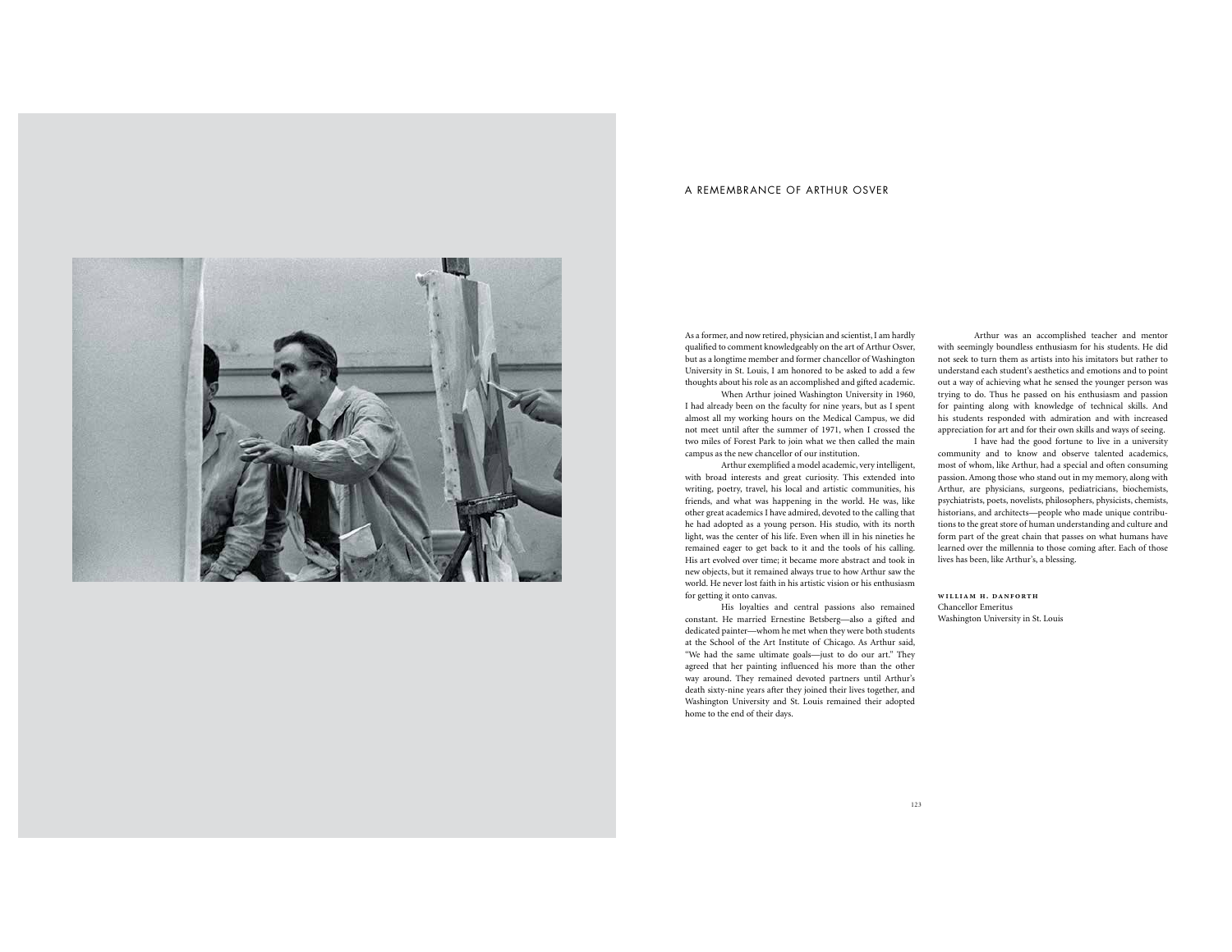# A REMEMBRANCE OF ARTHUR OSVER

As a former, and now retired, physician and scientist, I am hardly qualified to comment knowledgeably on the art of Arthur Osver, but as a longtime member and former chancellor of Washington University in St. Louis, I am honored to be asked to add a few thoughts about his role as an accomplished and gifted academic.

When Arthur joined Washington University in 1960, I had already been on the faculty for nine years, but as I spent almost all my working hours on the Medical Campus, we did not meet until after the summer of 1971, when I crossed the two miles of Forest Park to join what we then called the main campus as the new chancellor of our institution.

Arthur exemplified a model academic, very intelligent, with broad interests and great curiosity. This extended into writing, poetry, travel, his local and artistic communities, his friends, and what was happening in the world. He was, like other great academics I have admired, devoted to the calling that he had adopted as a young person. His studio, with its north light, was the center of his life. Even when ill in his nineties he remained eager to get back to it and the tools of his calling. His art evolved over time; it became more abstract and took in new objects, but it remained always true to how Arthur saw the world. He never lost faith in his artistic vision or his enthusiasm for getting it onto canvas.

His loyalties and central passions also remained constant. He married Ernestine Betsberg—also a gifted and dedicated painter—whom he met when they were both students at the School of the Art Institute of Chicago. As Arthur said, "We had the same ultimate goals—just to do our art." They agreed that her painting influenced his more than the other way around. They remained devoted partners until Arthur's death sixty-nine years after they joined their lives together, and Washington University and St. Louis remained their adopted home to the end of their days.

Arthur was an accomplished teacher and mentor with seemingly boundless enthusiasm for his students. He did not seek to turn them as artists into his imitators but rather to understand each student's aesthetics and emotions and to point out a way of achieving what he sensed the younger person was trying to do. Thus he passed on his enthusiasm and passion for painting along with knowledge of technical skills. And his students responded with admiration and with increased appreciation for art and for their own skills and ways of seeing.

I have had the good fortune to live in a university community and to know and observe talented academics, most of whom, like Arthur, had a special and often consuming passion. Among those who stand out in my memory, along with Arthur, are physicians, surgeons, pediatricians, biochemists, psychiatrists, poets, novelists, philosophers, physicists, chemists, historians, and architects—people who made unique contributions to the great store of human understanding and culture and form part of the great chain that passes on what humans have learned over the millennia to those coming after. Each of those lives has been, like Arthur's, a blessing.

**WILLIAM H. DANFORTH**
Chancellor Emeritus
Washington University in St. Louis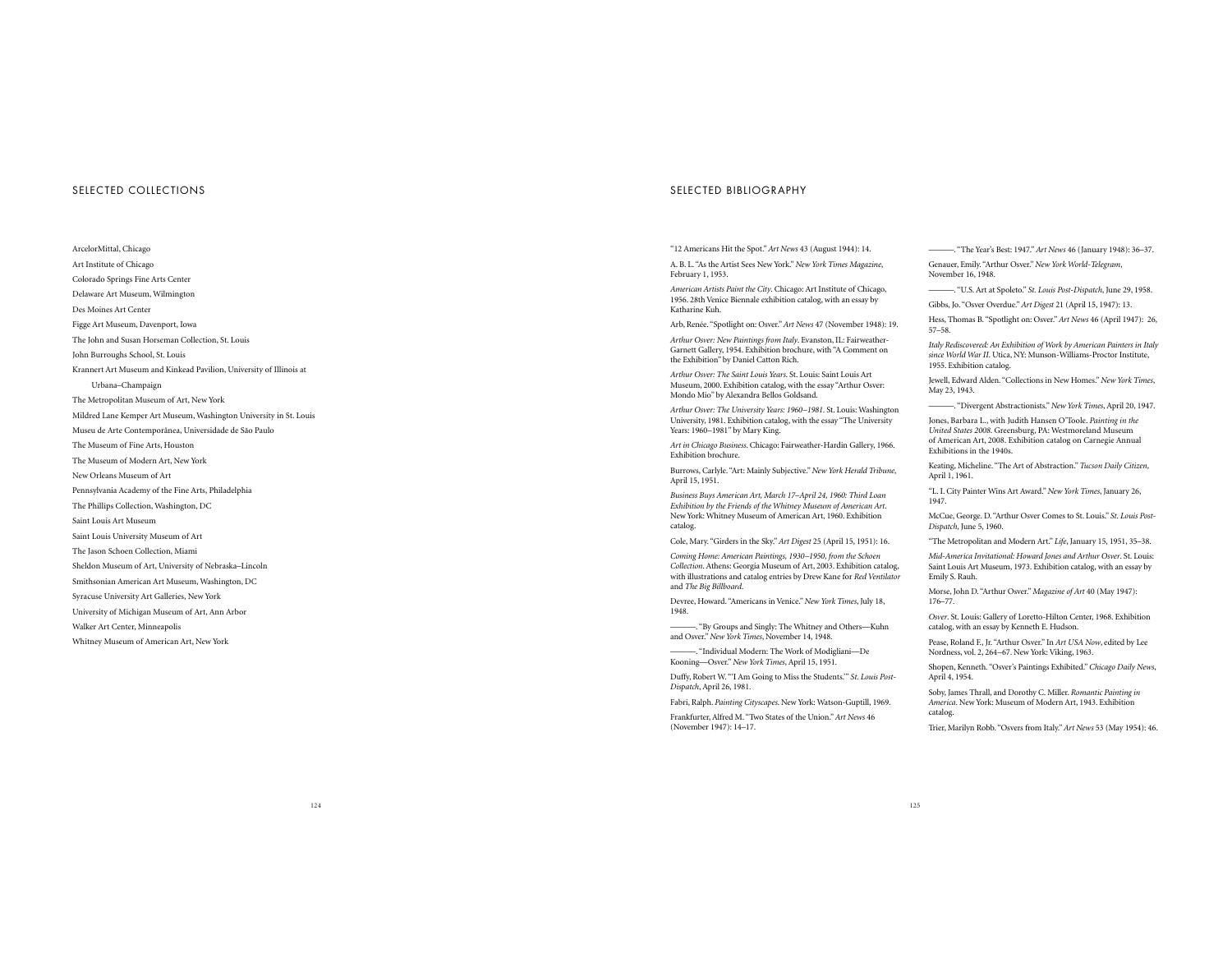## SELECTED COLLECTIONS

ArcelorMittal, Chicago

Art Institute of Chicago

Colorado Springs Fine Arts Center

Delaware Art Museum, Wilmington

Des Moines Art Center

Figge Art Museum, Davenport, Iowa

The John and Susan Horseman Collection, St. Louis

John Burroughs School, St. Louis

Krannert Art Museum and Kinkead Pavilion, University of Illinois at Urbana–Champaign

The Metropolitan Museum of Art, New York

Mildred Lane Kemper Art Museum, Washington University in St. Louis

Museu de Arte Contemporânea, Universidade de São Paulo

The Museum of Fine Arts, Houston

The Museum of Modern Art, New York

New Orleans Museum of Art

Pennsylvania Academy of the Fine Arts, Philadelphia

The Phillips Collection, Washington, DC

Saint Louis Art Museum

Saint Louis University Museum of Art

The Jason Schoen Collection, Miami

Sheldon Museum of Art, University of Nebraska–Lincoln

Smithsonian American Art Museum, Washington, DC

Syracuse University Art Galleries, New York

University of Michigan Museum of Art, Ann Arbor

Walker Art Center, Minneapolis

Whitney Museum of American Art, New York

## SELECTED BIBLIOGRAPHY

"12 Americans Hit the Spot." *Art News* 43 (August 1944): 14.

A. B. L. "As the Artist Sees New York." *New York Times Magazine*, February 1, 1953.

*American Artists Paint the City*. Chicago: Art Institute of Chicago, 1956. 28th Venice Biennale exhibition catalog, with an essay by Katharine Kuh.

Arb, Renée. "Spotlight on: Osver." *Art News* 47 (November 1948): 19.

*Arthur Osver: New Paintings from Italy*. Evanston, IL: Fairweather-Garnett Gallery, 1954. Exhibition brochure, with "A Comment on the Exhibition" by Daniel Catton Rich.

*Arthur Osver: The Saint Louis Years*. St. Louis: Saint Louis Art Museum, 2000. Exhibition catalog, with the essay "Arthur Osver: Mondo Mio" by Alexandra Bellos Goldsand.

*Arthur Osver: The University Years: 1960–1981*. St. Louis: Washington University, 1981. Exhibition catalog, with the essay "The University Years: 1960–1981" by Mary King.

*Art in Chicago Business*. Chicago: Fairweather-Hardin Gallery, 1966. Exhibition brochure.

Burrows, Carlyle. "Art: Mainly Subjective." *New York Herald Tribune*, April 15, 1951.

*Business Buys American Art, March 17–April 24, 1960: Third Loan Exhibition by the Friends of the Whitney Museum of American Art*. New York: Whitney Museum of American Art, 1960. Exhibition catalog.

Cole, Mary. "Girders in the Sky." *Art Digest* 25 (April 15, 1951): 16.

*Coming Home: American Paintings, 1930–1950, from the Schoen Collection*. Athens: Georgia Museum of Art, 2003. Exhibition catalog, with illustrations and catalog entries by Drew Kane for *Red Ventilator* and *The Big Billboard*.

Devree, Howard. "Americans in Venice." *New York Times*, July 18, 1948.

———. "By Groups and Singly: The Whitney and Others—Kuhn and Osver." *New York Times*, November 14, 1948.

———. "Individual Modern: The Work of Modigliani—De Kooning—Osver." *New York Times*, April 15, 1951.

Duffy, Robert W. "'I Am Going to Miss the Students.'" *St. Louis Post-Dispatch*, April 26, 1981.

Fabri, Ralph. *Painting Cityscapes*. New York: Watson-Guptill, 1969.

Frankfurter, Alfred M. "Two States of the Union." *Art News* 46 (November 1947): 14–17.

———. "The Year's Best: 1947." *Art News* 46 (January 1948): 36–37.

Genauer, Emily. "Arthur Osver." *New York World-Telegram*, November 16, 1948.

———. "U.S. Art at Spoleto." *St. Louis Post-Dispatch*, June 29, 1958.

Gibbs, Jo. "Osver Overdue." *Art Digest* 21 (April 15, 1947): 13.

Hess, Thomas B. "Spotlight on: Osver." *Art News* 46 (April 1947): 26, 57–58.

*Italy Rediscovered: An Exhibition of Work by American Painters in Italy since World War II*. Utica, NY: Munson-Williams-Proctor Institute, 1955. Exhibition catalog.

Jewell, Edward Alden. "Collections in New Homes." *New York Times*, May 23, 1943.

———. "Divergent Abstractionists." *New York Times*, April 20, 1947.

Jones, Barbara L., with Judith Hansen O'Toole. *Painting in the United States 2008*. Greensburg, PA: Westmoreland Museum of American Art, 2008. Exhibition catalog on Carnegie Annual Exhibitions in the 1940s.

Keating, Micheline. "The Art of Abstraction." *Tucson Daily Citizen*, April 1, 1961.

"L. I. City Painter Wins Art Award." *New York Times*, January 26, 1947.

McCue, George. D. "Arthur Osver Comes to St. Louis." *St. Louis Post-Dispatch*, June 5, 1960.

"The Metropolitan and Modern Art." *Life*, January 15, 1951, 35–38.

*Mid-America Invitational: Howard Jones and Arthur Osver*. St. Louis: Saint Louis Art Museum, 1973. Exhibition catalog, with an essay by Emily S. Rauh.

Morse, John D. "Arthur Osver." *Magazine of Art* 40 (May 1947): 176–77.

*Osver*. St. Louis: Gallery of Loretto-Hilton Center, 1968. Exhibition catalog, with an essay by Kenneth E. Hudson.

Pease, Roland F., Jr. "Arthur Osver." In *Art USA Now*, edited by Lee Nordness, vol. 2, 264–67. New York: Viking, 1963.

Shopen, Kenneth. "Osver's Paintings Exhibited." *Chicago Daily News*, April 4, 1954.

Soby, James Thrall, and Dorothy C. Miller. *Romantic Painting in America*. New York: Museum of Modern Art, 1943. Exhibition catalog.

Trier, Marilyn Robb. "Osvers from Italy." *Art News* 53 (May 1954): 46.